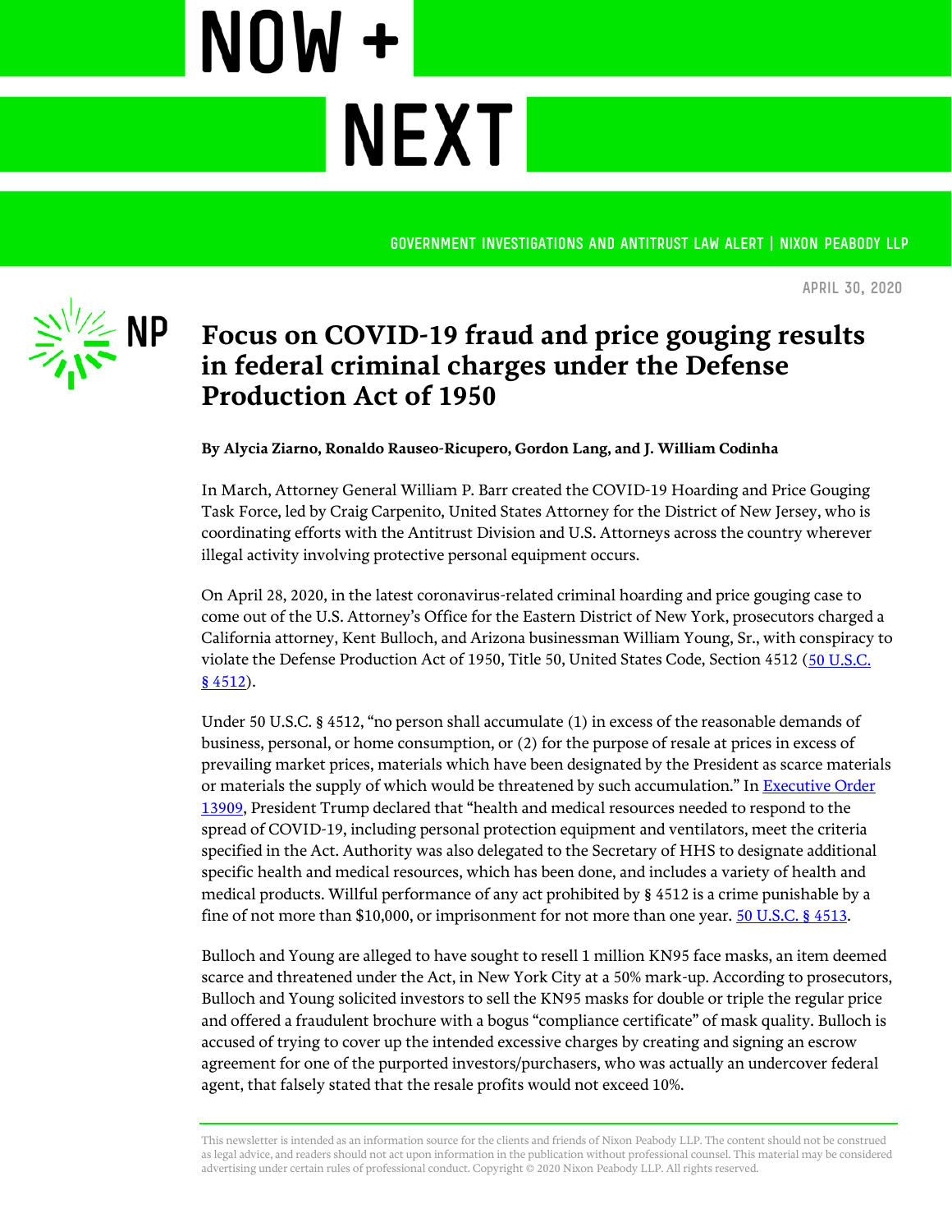# NOW + NEXT

GOVERNMENT INVESTIGATIONS AND ANTITRUST LAW ALERT | NIXON PEABODY LLP

APRIL 30, 2020

## Focus on COVID-19 fraud and price gouging results in federal criminal charges under the Defense Production Act of 1950

**By Alycia Ziarno, Ronaldo Rauseo-Ricupero, Gordon Lang, and J. William Codinha**

In March, Attorney General William P. Barr created the COVID-19 Hoarding and Price Gouging Task Force, led by Craig Carpenito, United States Attorney for the District of New Jersey, who is coordinating efforts with the Antitrust Division and U.S. Attorneys across the country wherever illegal activity involving protective personal equipment occurs.

On April 28, 2020, in the latest coronavirus-related criminal hoarding and price gouging case to come out of the U.S. Attorney's Office for the Eastern District of New York, prosecutors charged a California attorney, Kent Bulloch, and Arizona businessman William Young, Sr., with conspiracy to violate the Defense Production Act of 1950, Title 50, United States Code, Section 4512 (50 U.S.C. § 4512).

Under 50 U.S.C. § 4512, "no person shall accumulate (1) in excess of the reasonable demands of business, personal, or home consumption, or (2) for the purpose of resale at prices in excess of prevailing market prices, materials which have been designated by the President as scarce materials or materials the supply of which would be threatened by such accumulation." In Executive Order 13909, President Trump declared that "health and medical resources needed to respond to the spread of COVID-19, including personal protection equipment and ventilators, meet the criteria specified in the Act. Authority was also delegated to the Secretary of HHS to designate additional specific health and medical resources, which has been done, and includes a variety of health and medical products. Willful performance of any act prohibited by § 4512 is a crime punishable by a fine of not more than $10,000, or imprisonment for not more than one year. 50 U.S.C. § 4513.

Bulloch and Young are alleged to have sought to resell 1 million KN95 face masks, an item deemed scarce and threatened under the Act, in New York City at a 50% mark-up. According to prosecutors, Bulloch and Young solicited investors to sell the KN95 masks for double or triple the regular price and offered a fraudulent brochure with a bogus "compliance certificate" of mask quality. Bulloch is accused of trying to cover up the intended excessive charges by creating and signing an escrow agreement for one of the purported investors/purchasers, who was actually an undercover federal agent, that falsely stated that the resale profits would not exceed 10%.

This newsletter is intended as an information source for the clients and friends of Nixon Peabody LLP. The content should not be construed as legal advice, and readers should not act upon information in the publication without professional counsel. This material may be considered advertising under certain rules of professional conduct. Copyright © 2020 Nixon Peabody LLP. All rights reserved.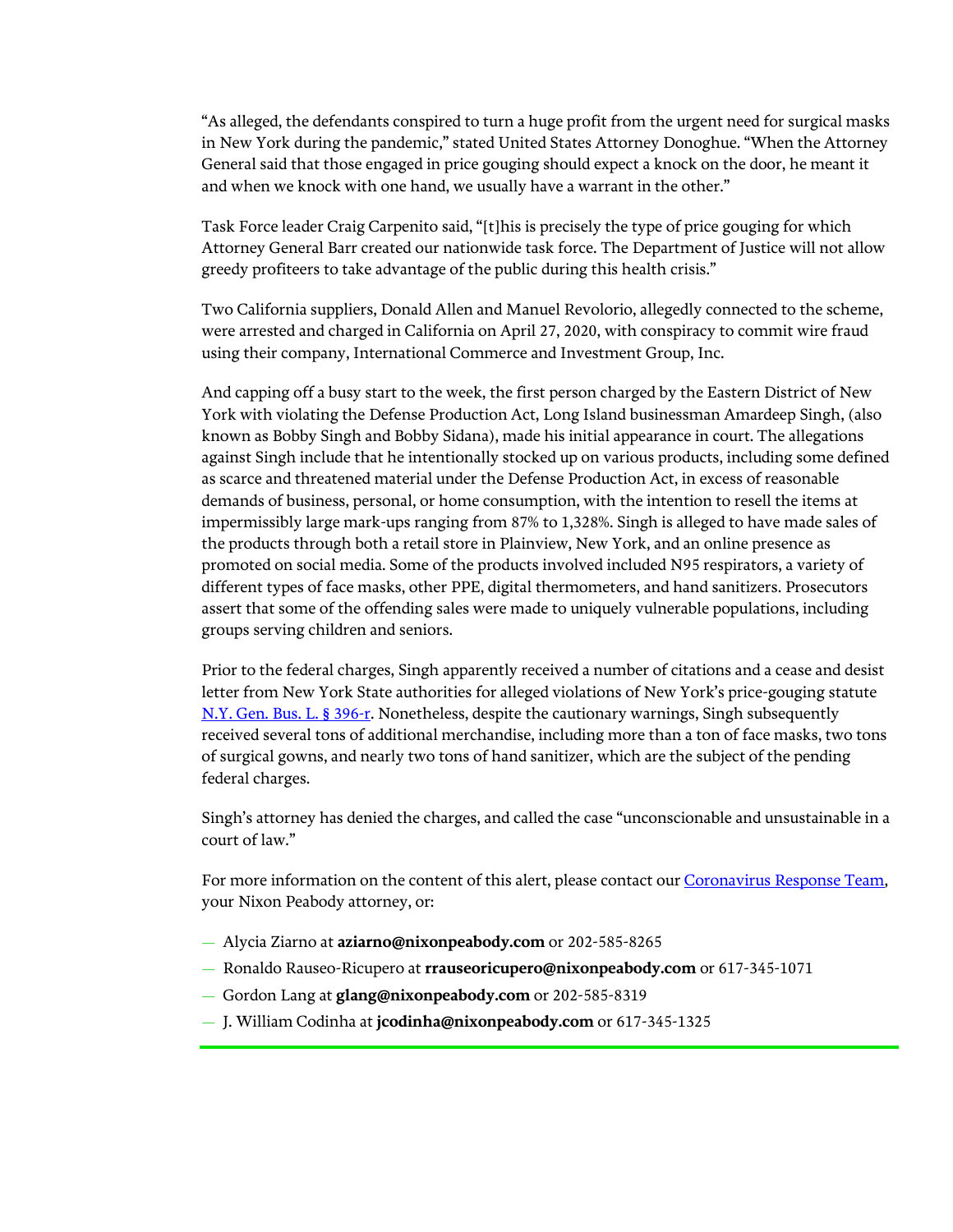"As alleged, the defendants conspired to turn a huge profit from the urgent need for surgical masks in New York during the pandemic," stated United States Attorney Donoghue. "When the Attorney General said that those engaged in price gouging should expect a knock on the door, he meant it and when we knock with one hand, we usually have a warrant in the other."

Task Force leader Craig Carpenito said, "[t]his is precisely the type of price gouging for which Attorney General Barr created our nationwide task force. The Department of Justice will not allow greedy profiteers to take advantage of the public during this health crisis."

Two California suppliers, Donald Allen and Manuel Revolorio, allegedly connected to the scheme, were arrested and charged in California on April 27, 2020, with conspiracy to commit wire fraud using their company, International Commerce and Investment Group, Inc.

And capping off a busy start to the week, the first person charged by the Eastern District of New York with violating the Defense Production Act, Long Island businessman Amardeep Singh, (also known as Bobby Singh and Bobby Sidana), made his initial appearance in court. The allegations against Singh include that he intentionally stocked up on various products, including some defined as scarce and threatened material under the Defense Production Act, in excess of reasonable demands of business, personal, or home consumption, with the intention to resell the items at impermissibly large mark-ups ranging from 87% to 1,328%. Singh is alleged to have made sales of the products through both a retail store in Plainview, New York, and an online presence as promoted on social media. Some of the products involved included N95 respirators, a variety of different types of face masks, other PPE, digital thermometers, and hand sanitizers. Prosecutors assert that some of the offending sales were made to uniquely vulnerable populations, including groups serving children and seniors.

Prior to the federal charges, Singh apparently received a number of citations and a cease and desist letter from New York State authorities for alleged violations of New York's price-gouging statute N.Y. Gen. Bus. L. § 396-r. Nonetheless, despite the cautionary warnings, Singh subsequently received several tons of additional merchandise, including more than a ton of face masks, two tons of surgical gowns, and nearly two tons of hand sanitizer, which are the subject of the pending federal charges.

Singh's attorney has denied the charges, and called the case "unconscionable and unsustainable in a court of law."

For more information on the content of this alert, please contact our Coronavirus Response Team, your Nixon Peabody attorney, or:

- Alycia Ziarno at **aziarno@nixonpeabody.com** or 202-585-8265
- Ronaldo Rauseo-Ricupero at **rrauseoricupero@nixonpeabody.com** or 617-345-1071
- Gordon Lang at **glang@nixonpeabody.com** or 202-585-8319
- J. William Codinha at **jcodinha@nixonpeabody.com** or 617-345-1325